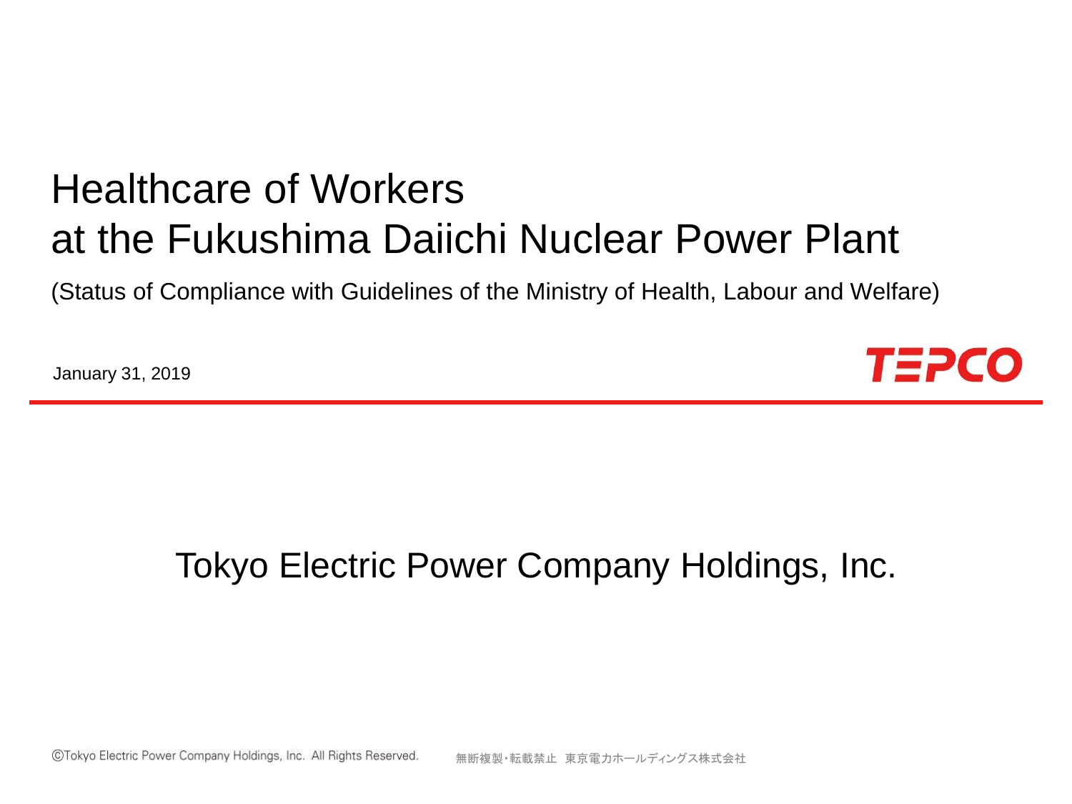# Healthcare of Workers at the Fukushima Daiichi Nuclear Power Plant

(Status of Compliance with Guidelines of the Ministry of Health, Labour and Welfare)

January 31, 2019

TEPCO

Tokyo Electric Power Company Holdings, Inc.

©Tokyo Electric Power Company Holdings, Inc. All Rights Reserved.　無断複製・転載禁止 東京電力ホールディングス株式会社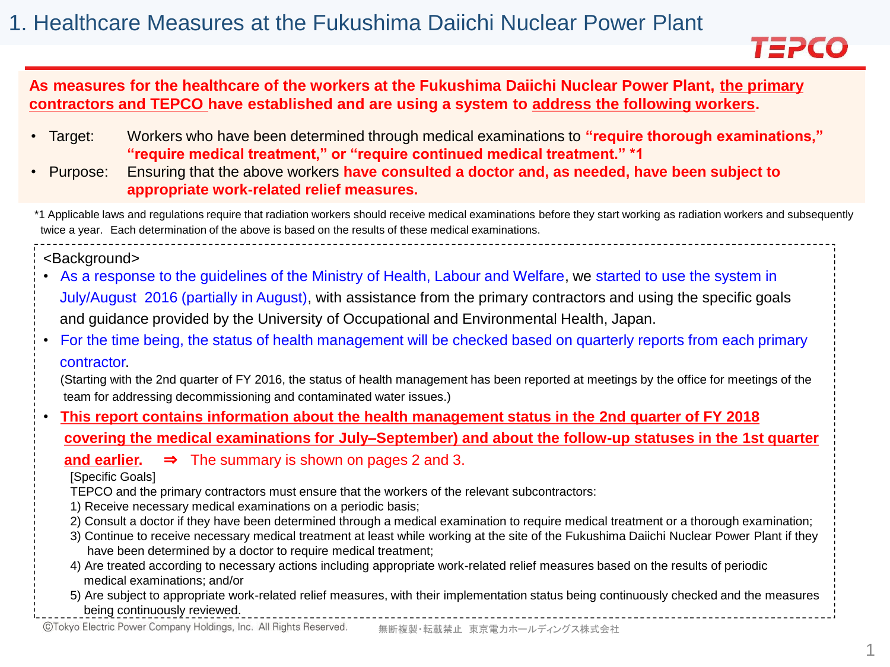# 1. Healthcare Measures at the Fukushima Daiichi Nuclear Power Plant

**As measures for the healthcare of the workers at the Fukushima Daiichi Nuclear Power Plant, the primary contractors and TEPCO have established and are using a system to address the following workers.**

- Target: Workers who have been determined through medical examinations to **"require thorough examinations," "require medical treatment," or "require continued medical treatment." *1**
- Purpose: Ensuring that the above workers **have consulted a doctor and, as needed, have been subject to appropriate work-related relief measures.**

*1 Applicable laws and regulations require that radiation workers should receive medical examinations before they start working as radiation workers and subsequently twice a year. Each determination of the above is based on the results of these medical examinations.

<Background>

- As a response to the guidelines of the Ministry of Health, Labour and Welfare, we started to use the system in July/August 2016 (partially in August), with assistance from the primary contractors and using the specific goals and guidance provided by the University of Occupational and Environmental Health, Japan.
- For the time being, the status of health management will be checked based on quarterly reports from each primary contractor.
  (Starting with the 2nd quarter of FY 2016, the status of health management has been reported at meetings by the office for meetings of the team for addressing decommissioning and contaminated water issues.)
- **This report contains information about the health management status in the 2nd quarter of FY 2018 covering the medical examinations for July–September) and about the follow-up statuses in the 1st quarter and earlier.** ⇒ The summary is shown on pages 2 and 3.

  [Specific Goals]
  TEPCO and the primary contractors must ensure that the workers of the relevant subcontractors:
  1) Receive necessary medical examinations on a periodic basis;
  2) Consult a doctor if they have been determined through a medical examination to require medical treatment or a thorough examination;
  3) Continue to receive necessary medical treatment at least while working at the site of the Fukushima Daiichi Nuclear Power Plant if they have been determined by a doctor to require medical treatment;
  4) Are treated according to necessary actions including appropriate work-related relief measures based on the results of periodic medical examinations; and/or
  5) Are subject to appropriate work-related relief measures, with their implementation status being continuously checked and the measures being continuously reviewed.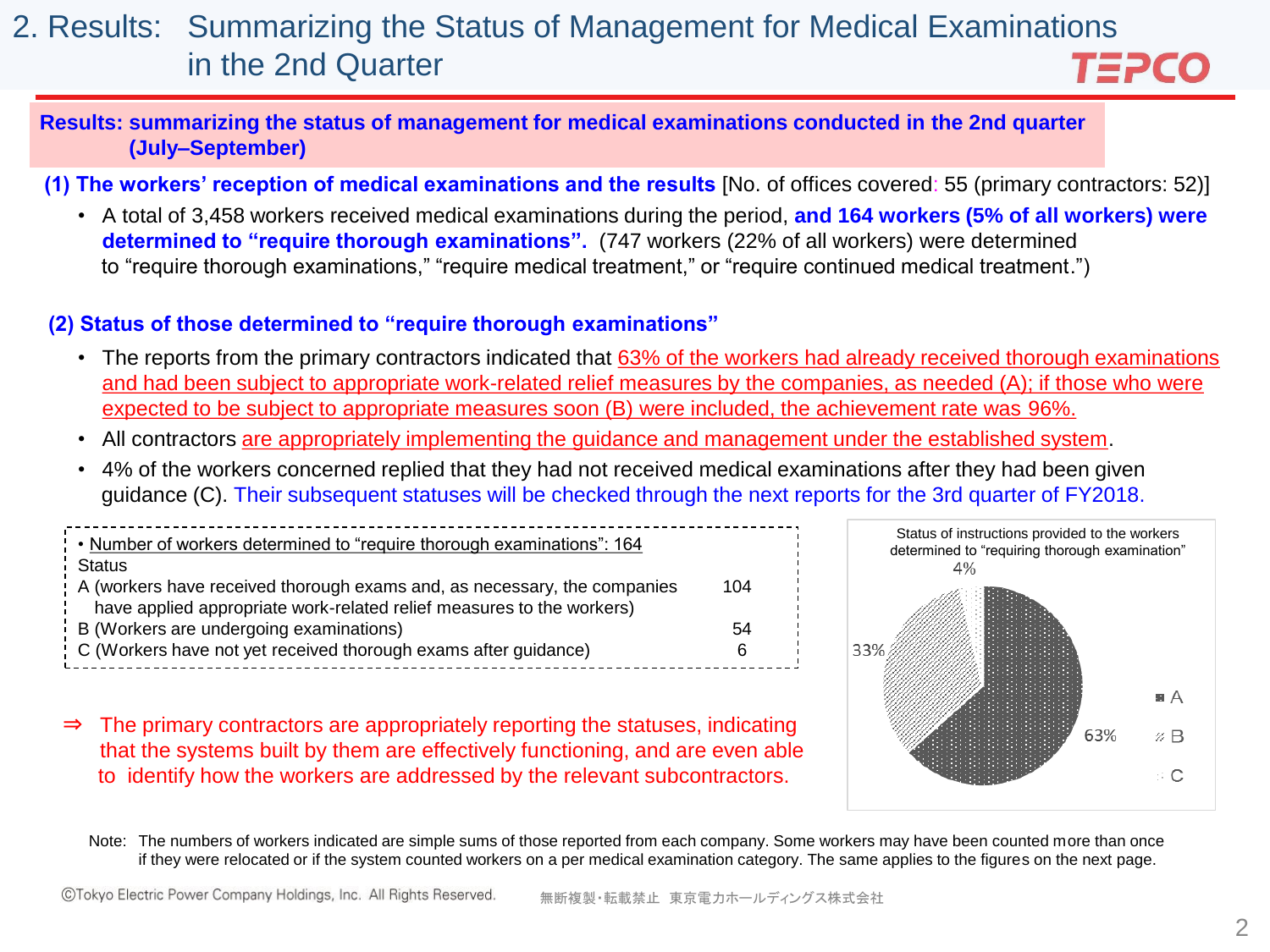# 2. Results: Summarizing the Status of Management for Medical Examinations in the 2nd Quarter

**Results: summarizing the status of management for medical examinations conducted in the 2nd quarter (July–September)**

**(1) The workers' reception of medical examinations and the results** [No. of offices covered: 55 (primary contractors: 52)]

- A total of 3,458 workers received medical examinations during the period, **and 164 workers (5% of all workers) were determined to "require thorough examinations".** (747 workers (22% of all workers) were determined to "require thorough examinations," "require medical treatment," or "require continued medical treatment.")

**(2) Status of those determined to "require thorough examinations"**

- The reports from the primary contractors indicated that 63% of the workers had already received thorough examinations and had been subject to appropriate work-related relief measures by the companies, as needed (A); if those who were expected to be subject to appropriate measures soon (B) were included, the achievement rate was 96%.
- All contractors are appropriately implementing the guidance and management under the established system.
- 4% of the workers concerned replied that they had not received medical examinations after they had been given guidance (C). Their subsequent statuses will be checked through the next reports for the 3rd quarter of FY2018.

• Number of workers determined to "require thorough examinations": 164

| Status | |
|---|---|
| A (workers have received thorough exams and, as necessary, the companies have applied appropriate work-related relief measures to the workers) | 104 |
| B (Workers are undergoing examinations) | 54 |
| C (Workers have not yet received thorough exams after guidance) | 6 |

Status of instructions provided to the workers determined to "requiring thorough examination"

| Category | Share |
|---|---|
| A | 63% |
| B | 33% |
| C | 4% |

⇒ The primary contractors are appropriately reporting the statuses, indicating that the systems built by them are effectively functioning, and are even able to identify how the workers are addressed by the relevant subcontractors.

Note: The numbers of workers indicated are simple sums of those reported from each company. Some workers may have been counted more than once if they were relocated or if the system counted workers on a per medical examination category. The same applies to the figures on the next page.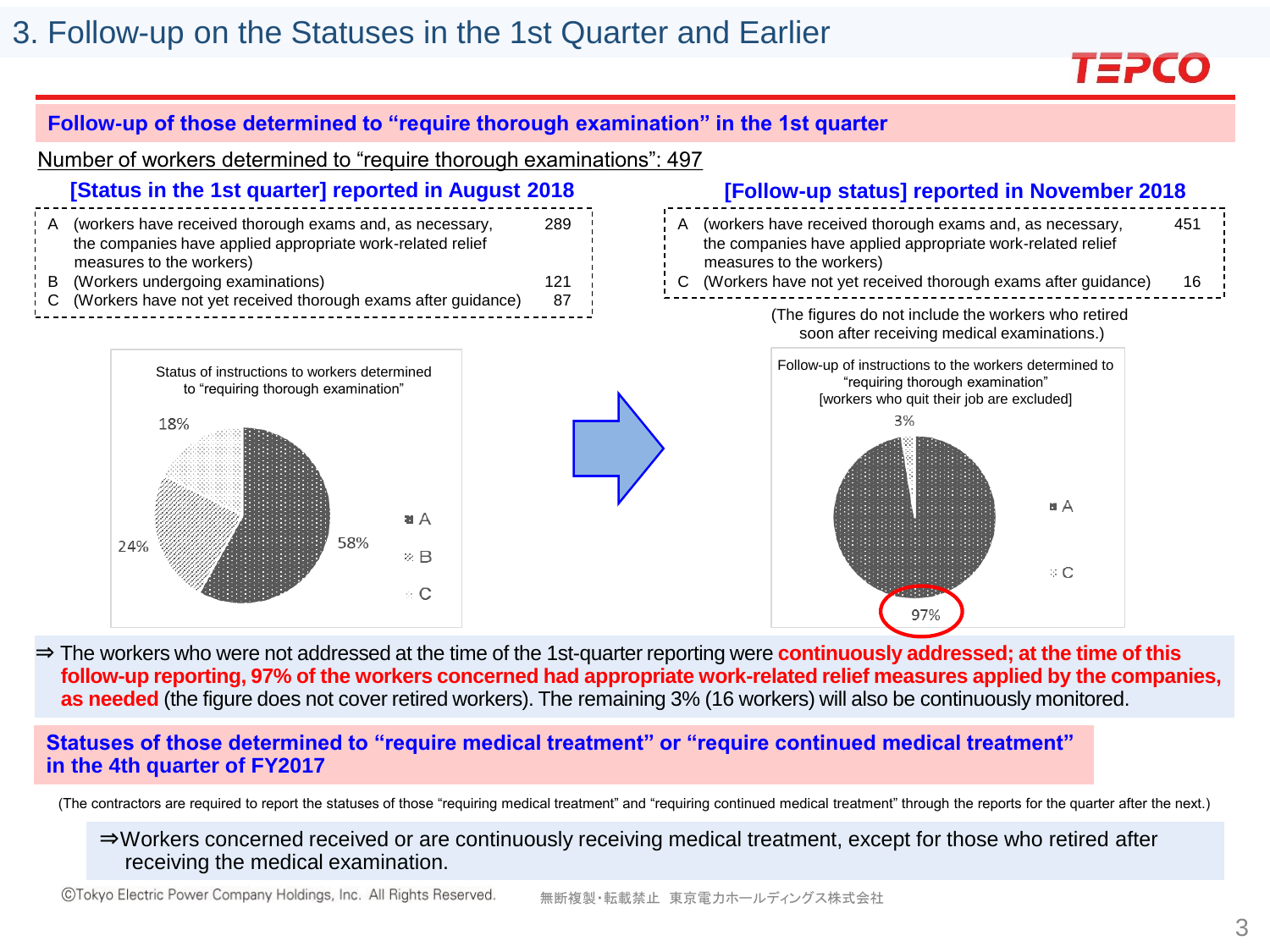# 3. Follow-up on the Statuses in the 1st Quarter and Earlier

## Follow-up of those determined to "require thorough examination" in the 1st quarter

Number of workers determined to "require thorough examinations": 497

**[Status in the 1st quarter] reported in August 2018**

| | | |
|---|---|---|
| A | (workers have received thorough exams and, as necessary, the companies have applied appropriate work-related relief measures to the workers) | 289 |
| B | (Workers undergoing examinations) | 121 |
| C | (Workers have not yet received thorough exams after guidance) | 87 |

**[Follow-up status] reported in November 2018**

| | | |
|---|---|---|
| A | (workers have received thorough exams and, as necessary, the companies have applied appropriate work-related relief measures to the workers) | 451 |
| C | (Workers have not yet received thorough exams after guidance) | 16 |

(The figures do not include the workers who retired soon after receiving medical examinations.)

Status of instructions to workers determined to "requiring thorough examination"

18%
24%
58%
A
B
C

Follow-up of instructions to the workers determined to "requiring thorough examination"
[workers who quit their job are excluded]

3%
97%
A
C

⇒ The workers who were not addressed at the time of the 1st-quarter reporting were **continuously addressed; at the time of this follow-up reporting, 97% of the workers concerned had appropriate work-related relief measures applied by the companies, as needed** (the figure does not cover retired workers). The remaining 3% (16 workers) will also be continuously monitored.

## Statuses of those determined to "require medical treatment" or "require continued medical treatment" in the 4th quarter of FY2017

(The contractors are required to report the statuses of those "requiring medical treatment" and "requiring continued medical treatment" through the reports for the quarter after the next.)

⇒Workers concerned received or are continuously receiving medical treatment, except for those who retired after receiving the medical examination.

©Tokyo Electric Power Company Holdings, Inc. All Rights Reserved. 無断複製・転載禁止 東京電力ホールディングス株式会社